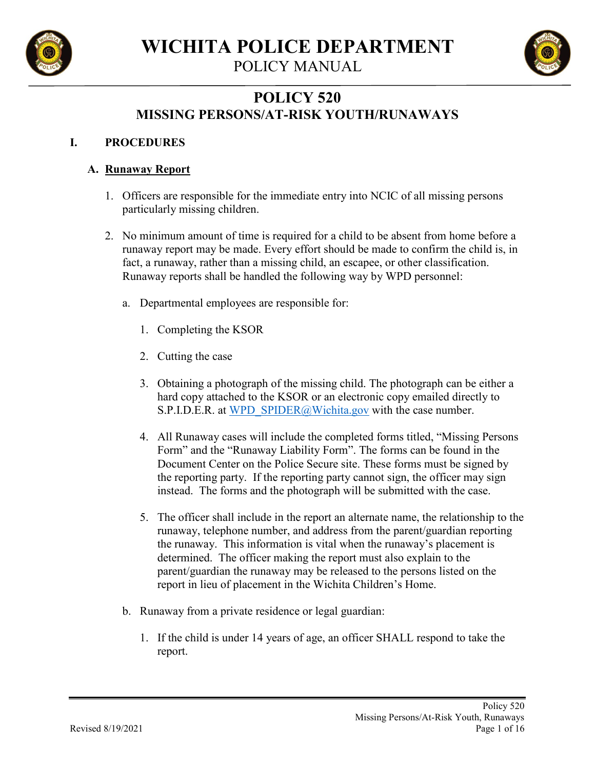# WICHITA POLICE DEPARTMENT

POLICY MANUAL

## POLICY 520

## MISSING PERSONS/AT-RISK YOUTH/RUNAWAYS

### I. PROCEDURES

#### A. Runaway Report

1. Officers are responsible for the immediate entry into NCIC of all missing persons particularly missing children.

2. No minimum amount of time is required for a child to be absent from home before a runaway report may be made. Every effort should be made to confirm the child is, in fact, a runaway, rather than a missing child, an escapee, or other classification. Runaway reports shall be handled the following way by WPD personnel:

   a. Departmental employees are responsible for:

      1. Completing the KSOR

      2. Cutting the case

      3. Obtaining a photograph of the missing child. The photograph can be either a hard copy attached to the KSOR or an electronic copy emailed directly to S.P.I.D.E.R. at WPD_SPIDER@Wichita.gov with the case number.

      4. All Runaway cases will include the completed forms titled, "Missing Persons Form" and the "Runaway Liability Form". The forms can be found in the Document Center on the Police Secure site. These forms must be signed by the reporting party. If the reporting party cannot sign, the officer may sign instead. The forms and the photograph will be submitted with the case.

      5. The officer shall include in the report an alternate name, the relationship to the runaway, telephone number, and address from the parent/guardian reporting the runaway. This information is vital when the runaway's placement is determined. The officer making the report must also explain to the parent/guardian the runaway may be released to the persons listed on the report in lieu of placement in the Wichita Children's Home.

   b. Runaway from a private residence or legal guardian:

      1. If the child is under 14 years of age, an officer SHALL respond to take the report.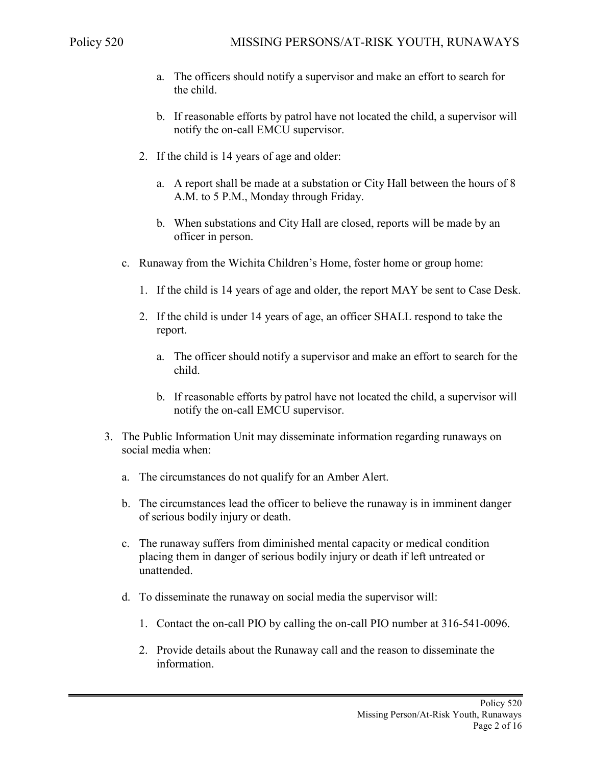a. The officers should notify a supervisor and make an effort to search for the child.

b. If reasonable efforts by patrol have not located the child, a supervisor will notify the on-call EMCU supervisor.

2. If the child is 14 years of age and older:

   a. A report shall be made at a substation or City Hall between the hours of 8 A.M. to 5 P.M., Monday through Friday.

   b. When substations and City Hall are closed, reports will be made by an officer in person.

c. Runaway from the Wichita Children's Home, foster home or group home:

   1. If the child is 14 years of age and older, the report MAY be sent to Case Desk.

   2. If the child is under 14 years of age, an officer SHALL respond to take the report.

      a. The officer should notify a supervisor and make an effort to search for the child.

      b. If reasonable efforts by patrol have not located the child, a supervisor will notify the on-call EMCU supervisor.

3. The Public Information Unit may disseminate information regarding runaways on social media when:

   a. The circumstances do not qualify for an Amber Alert.

   b. The circumstances lead the officer to believe the runaway is in imminent danger of serious bodily injury or death.

   c. The runaway suffers from diminished mental capacity or medical condition placing them in danger of serious bodily injury or death if left untreated or unattended.

   d. To disseminate the runaway on social media the supervisor will:

      1. Contact the on-call PIO by calling the on-call PIO number at 316-541-0096.

      2. Provide details about the Runaway call and the reason to disseminate the information.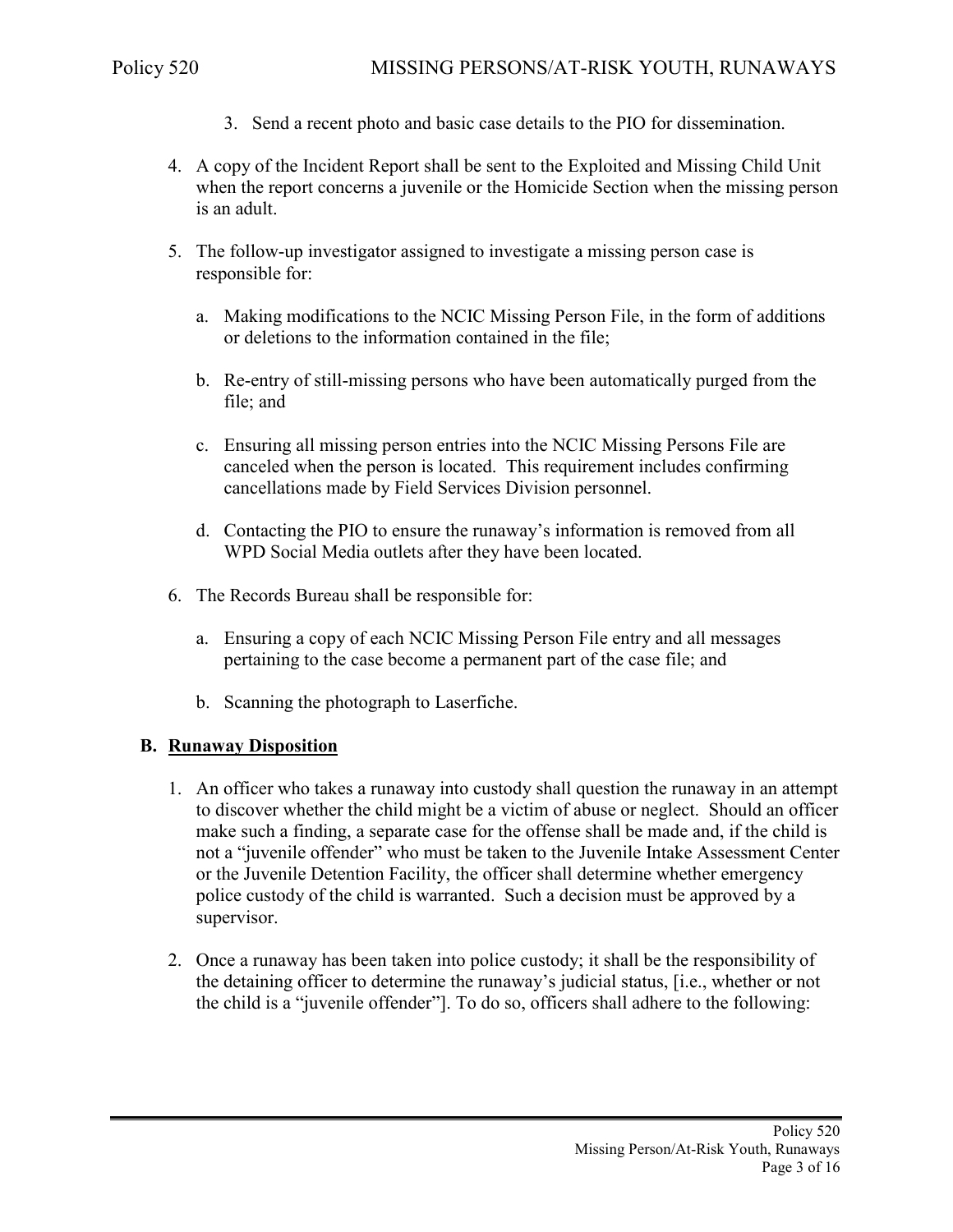3. Send a recent photo and basic case details to the PIO for dissemination.

4. A copy of the Incident Report shall be sent to the Exploited and Missing Child Unit when the report concerns a juvenile or the Homicide Section when the missing person is an adult.

5. The follow-up investigator assigned to investigate a missing person case is responsible for:

   a. Making modifications to the NCIC Missing Person File, in the form of additions or deletions to the information contained in the file;

   b. Re-entry of still-missing persons who have been automatically purged from the file; and

   c. Ensuring all missing person entries into the NCIC Missing Persons File are canceled when the person is located. This requirement includes confirming cancellations made by Field Services Division personnel.

   d. Contacting the PIO to ensure the runaway's information is removed from all WPD Social Media outlets after they have been located.

6. The Records Bureau shall be responsible for:

   a. Ensuring a copy of each NCIC Missing Person File entry and all messages pertaining to the case become a permanent part of the case file; and

   b. Scanning the photograph to Laserfiche.

## B. Runaway Disposition

1. An officer who takes a runaway into custody shall question the runaway in an attempt to discover whether the child might be a victim of abuse or neglect. Should an officer make such a finding, a separate case for the offense shall be made and, if the child is not a "juvenile offender" who must be taken to the Juvenile Intake Assessment Center or the Juvenile Detention Facility, the officer shall determine whether emergency police custody of the child is warranted. Such a decision must be approved by a supervisor.

2. Once a runaway has been taken into police custody; it shall be the responsibility of the detaining officer to determine the runaway's judicial status, [i.e., whether or not the child is a "juvenile offender"]. To do so, officers shall adhere to the following: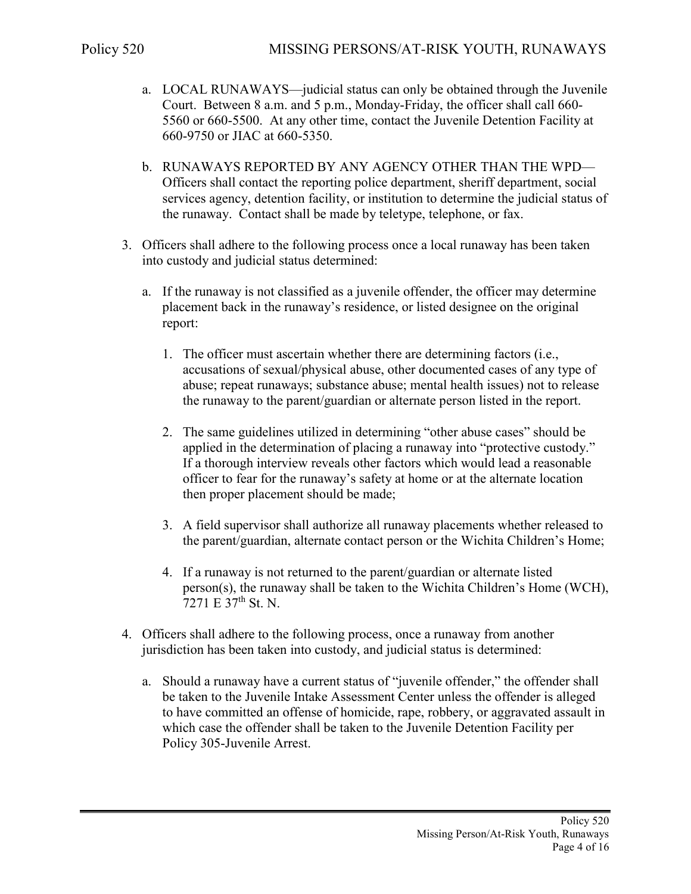a. LOCAL RUNAWAYS—judicial status can only be obtained through the Juvenile Court. Between 8 a.m. and 5 p.m., Monday-Friday, the officer shall call 660-5560 or 660-5500. At any other time, contact the Juvenile Detention Facility at 660-9750 or JIAC at 660-5350.

b. RUNAWAYS REPORTED BY ANY AGENCY OTHER THAN THE WPD—Officers shall contact the reporting police department, sheriff department, social services agency, detention facility, or institution to determine the judicial status of the runaway. Contact shall be made by teletype, telephone, or fax.

3. Officers shall adhere to the following process once a local runaway has been taken into custody and judicial status determined:

   a. If the runaway is not classified as a juvenile offender, the officer may determine placement back in the runaway's residence, or listed designee on the original report:

      1. The officer must ascertain whether there are determining factors (i.e., accusations of sexual/physical abuse, other documented cases of any type of abuse; repeat runaways; substance abuse; mental health issues) not to release the runaway to the parent/guardian or alternate person listed in the report.

      2. The same guidelines utilized in determining "other abuse cases" should be applied in the determination of placing a runaway into "protective custody." If a thorough interview reveals other factors which would lead a reasonable officer to fear for the runaway's safety at home or at the alternate location then proper placement should be made;

      3. A field supervisor shall authorize all runaway placements whether released to the parent/guardian, alternate contact person or the Wichita Children's Home;

      4. If a runaway is not returned to the parent/guardian or alternate listed person(s), the runaway shall be taken to the Wichita Children's Home (WCH), 7271 E 37th St. N.

4. Officers shall adhere to the following process, once a runaway from another jurisdiction has been taken into custody, and judicial status is determined:

   a. Should a runaway have a current status of "juvenile offender," the offender shall be taken to the Juvenile Intake Assessment Center unless the offender is alleged to have committed an offense of homicide, rape, robbery, or aggravated assault in which case the offender shall be taken to the Juvenile Detention Facility per Policy 305-Juvenile Arrest.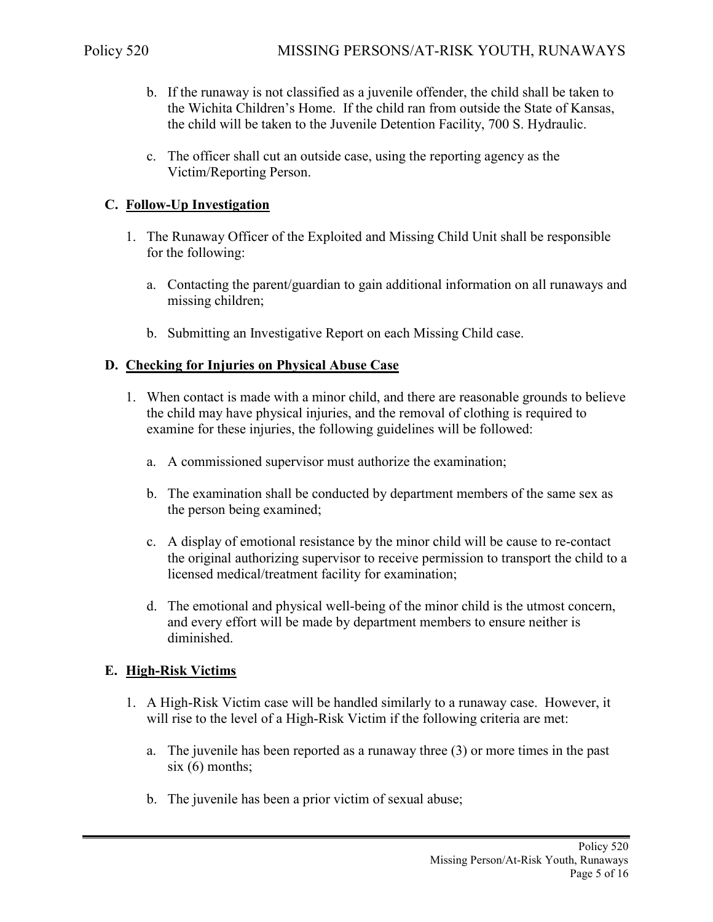b. If the runaway is not classified as a juvenile offender, the child shall be taken to the Wichita Children's Home. If the child ran from outside the State of Kansas, the child will be taken to the Juvenile Detention Facility, 700 S. Hydraulic.

c. The officer shall cut an outside case, using the reporting agency as the Victim/Reporting Person.

### C. <u>Follow-Up Investigation</u>

1. The Runaway Officer of the Exploited and Missing Child Unit shall be responsible for the following:

   a. Contacting the parent/guardian to gain additional information on all runaways and missing children;

   b. Submitting an Investigative Report on each Missing Child case.

### D. <u>Checking for Injuries on Physical Abuse Case</u>

1. When contact is made with a minor child, and there are reasonable grounds to believe the child may have physical injuries, and the removal of clothing is required to examine for these injuries, the following guidelines will be followed:

   a. A commissioned supervisor must authorize the examination;

   b. The examination shall be conducted by department members of the same sex as the person being examined;

   c. A display of emotional resistance by the minor child will be cause to re-contact the original authorizing supervisor to receive permission to transport the child to a licensed medical/treatment facility for examination;

   d. The emotional and physical well-being of the minor child is the utmost concern, and every effort will be made by department members to ensure neither is diminished.

### E. <u>High-Risk Victims</u>

1. A High-Risk Victim case will be handled similarly to a runaway case. However, it will rise to the level of a High-Risk Victim if the following criteria are met:

   a. The juvenile has been reported as a runaway three (3) or more times in the past six (6) months;

   b. The juvenile has been a prior victim of sexual abuse;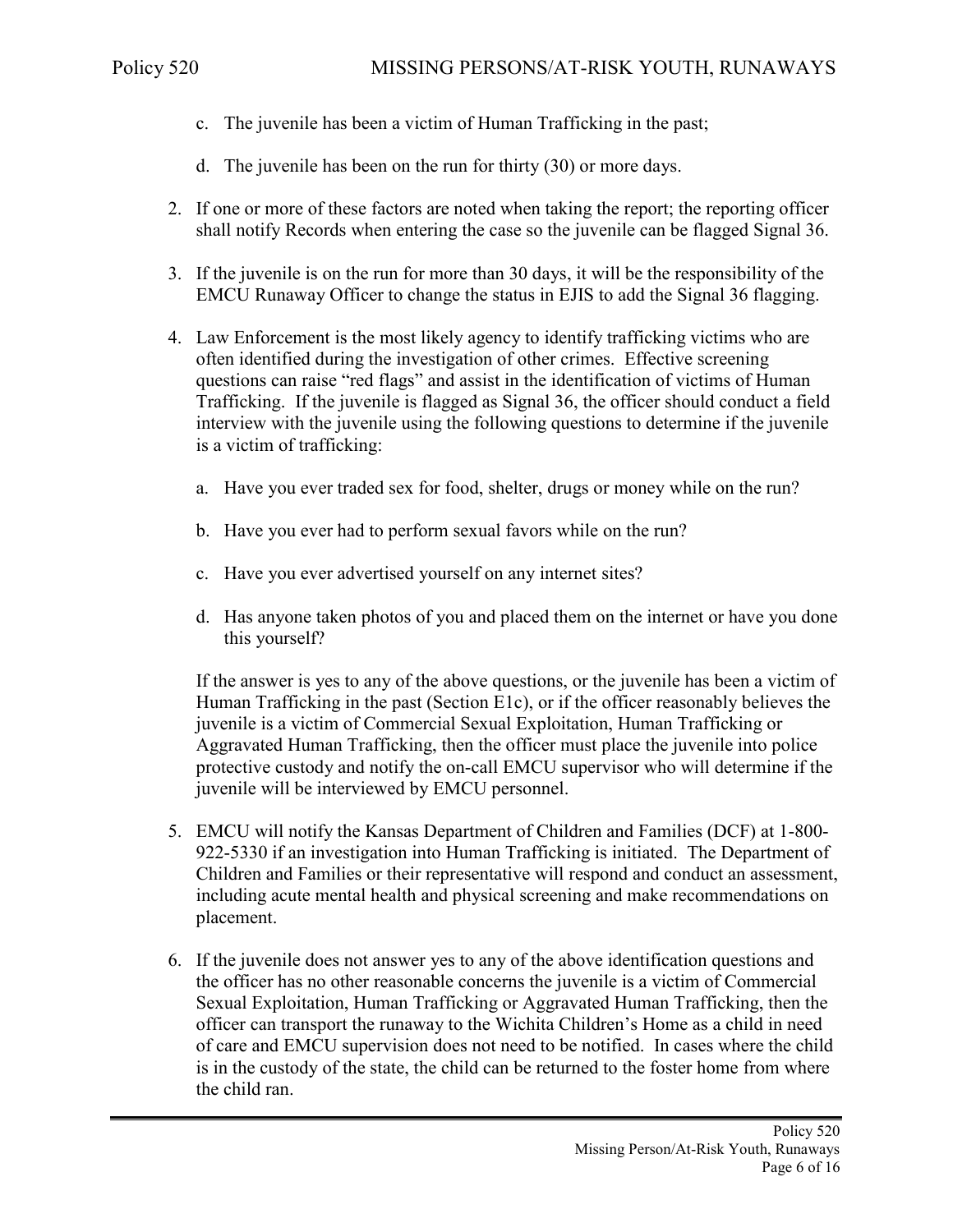c. The juvenile has been a victim of Human Trafficking in the past;

d. The juvenile has been on the run for thirty (30) or more days.

2. If one or more of these factors are noted when taking the report; the reporting officer shall notify Records when entering the case so the juvenile can be flagged Signal 36.

3. If the juvenile is on the run for more than 30 days, it will be the responsibility of the EMCU Runaway Officer to change the status in EJIS to add the Signal 36 flagging.

4. Law Enforcement is the most likely agency to identify trafficking victims who are often identified during the investigation of other crimes. Effective screening questions can raise "red flags" and assist in the identification of victims of Human Trafficking. If the juvenile is flagged as Signal 36, the officer should conduct a field interview with the juvenile using the following questions to determine if the juvenile is a victim of trafficking:

   a. Have you ever traded sex for food, shelter, drugs or money while on the run?

   b. Have you ever had to perform sexual favors while on the run?

   c. Have you ever advertised yourself on any internet sites?

   d. Has anyone taken photos of you and placed them on the internet or have you done this yourself?

   If the answer is yes to any of the above questions, or the juvenile has been a victim of Human Trafficking in the past (Section E1c), or if the officer reasonably believes the juvenile is a victim of Commercial Sexual Exploitation, Human Trafficking or Aggravated Human Trafficking, then the officer must place the juvenile into police protective custody and notify the on-call EMCU supervisor who will determine if the juvenile will be interviewed by EMCU personnel.

5. EMCU will notify the Kansas Department of Children and Families (DCF) at 1-800-922-5330 if an investigation into Human Trafficking is initiated. The Department of Children and Families or their representative will respond and conduct an assessment, including acute mental health and physical screening and make recommendations on placement.

6. If the juvenile does not answer yes to any of the above identification questions and the officer has no other reasonable concerns the juvenile is a victim of Commercial Sexual Exploitation, Human Trafficking or Aggravated Human Trafficking, then the officer can transport the runaway to the Wichita Children's Home as a child in need of care and EMCU supervision does not need to be notified. In cases where the child is in the custody of the state, the child can be returned to the foster home from where the child ran.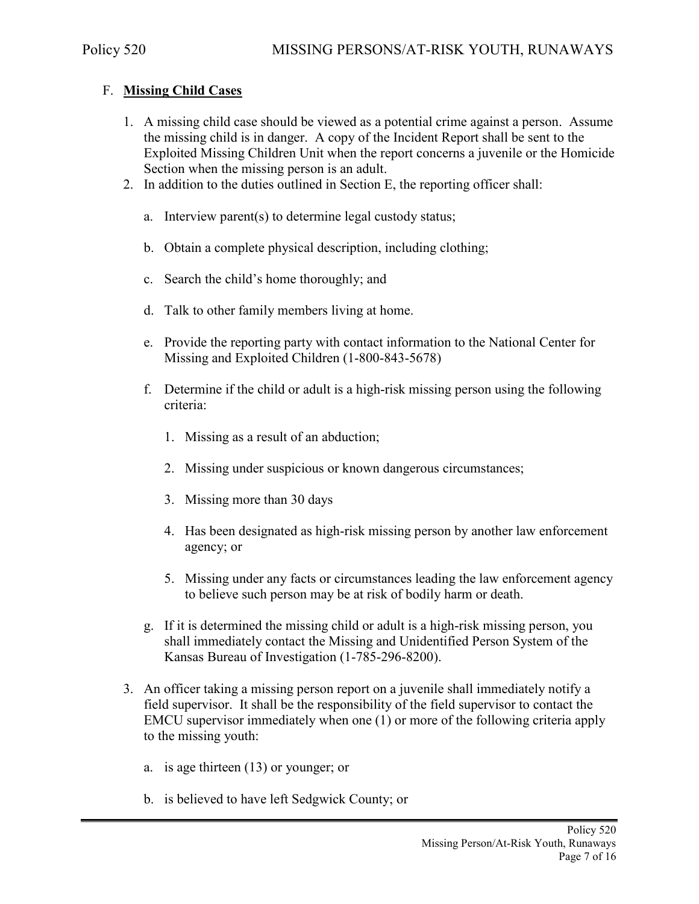F. **Missing Child Cases**

1. A missing child case should be viewed as a potential crime against a person. Assume the missing child is in danger. A copy of the Incident Report shall be sent to the Exploited Missing Children Unit when the report concerns a juvenile or the Homicide Section when the missing person is an adult.
2. In addition to the duties outlined in Section E, the reporting officer shall:

   a. Interview parent(s) to determine legal custody status;

   b. Obtain a complete physical description, including clothing;

   c. Search the child's home thoroughly; and

   d. Talk to other family members living at home.

   e. Provide the reporting party with contact information to the National Center for Missing and Exploited Children (1-800-843-5678)

   f. Determine if the child or adult is a high-risk missing person using the following criteria:

      1. Missing as a result of an abduction;

      2. Missing under suspicious or known dangerous circumstances;

      3. Missing more than 30 days

      4. Has been designated as high-risk missing person by another law enforcement agency; or

      5. Missing under any facts or circumstances leading the law enforcement agency to believe such person may be at risk of bodily harm or death.

   g. If it is determined the missing child or adult is a high-risk missing person, you shall immediately contact the Missing and Unidentified Person System of the Kansas Bureau of Investigation (1-785-296-8200).

3. An officer taking a missing person report on a juvenile shall immediately notify a field supervisor. It shall be the responsibility of the field supervisor to contact the EMCU supervisor immediately when one (1) or more of the following criteria apply to the missing youth:

   a. is age thirteen (13) or younger; or

   b. is believed to have left Sedgwick County; or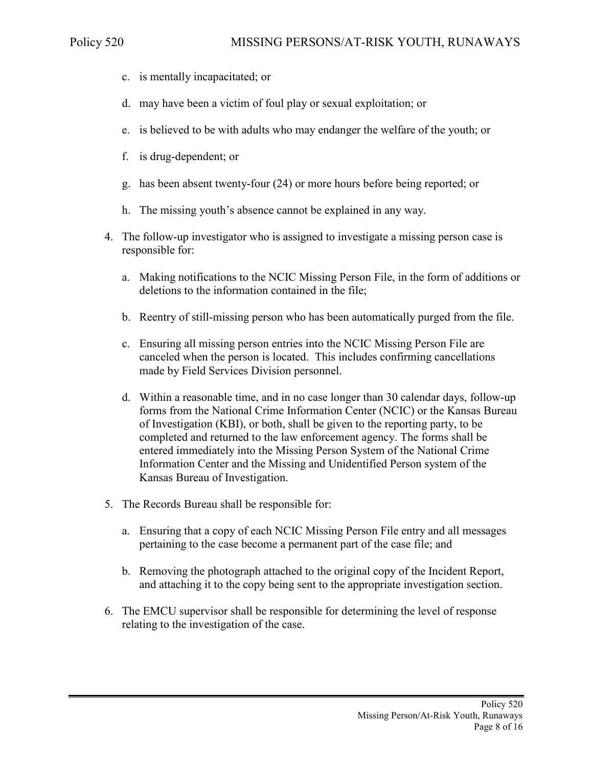c. is mentally incapacitated; or

d. may have been a victim of foul play or sexual exploitation; or

e. is believed to be with adults who may endanger the welfare of the youth; or

f. is drug-dependent; or

g. has been absent twenty-four (24) or more hours before being reported; or

h. The missing youth's absence cannot be explained in any way.

4. The follow-up investigator who is assigned to investigate a missing person case is responsible for:

   a. Making notifications to the NCIC Missing Person File, in the form of additions or deletions to the information contained in the file;

   b. Reentry of still-missing person who has been automatically purged from the file.

   c. Ensuring all missing person entries into the NCIC Missing Person File are canceled when the person is located. This includes confirming cancellations made by Field Services Division personnel.

   d. Within a reasonable time, and in no case longer than 30 calendar days, follow-up forms from the National Crime Information Center (NCIC) or the Kansas Bureau of Investigation (KBI), or both, shall be given to the reporting party, to be completed and returned to the law enforcement agency. The forms shall be entered immediately into the Missing Person System of the National Crime Information Center and the Missing and Unidentified Person system of the Kansas Bureau of Investigation.

5. The Records Bureau shall be responsible for:

   a. Ensuring that a copy of each NCIC Missing Person File entry and all messages pertaining to the case become a permanent part of the case file; and

   b. Removing the photograph attached to the original copy of the Incident Report, and attaching it to the copy being sent to the appropriate investigation section.

6. The EMCU supervisor shall be responsible for determining the level of response relating to the investigation of the case.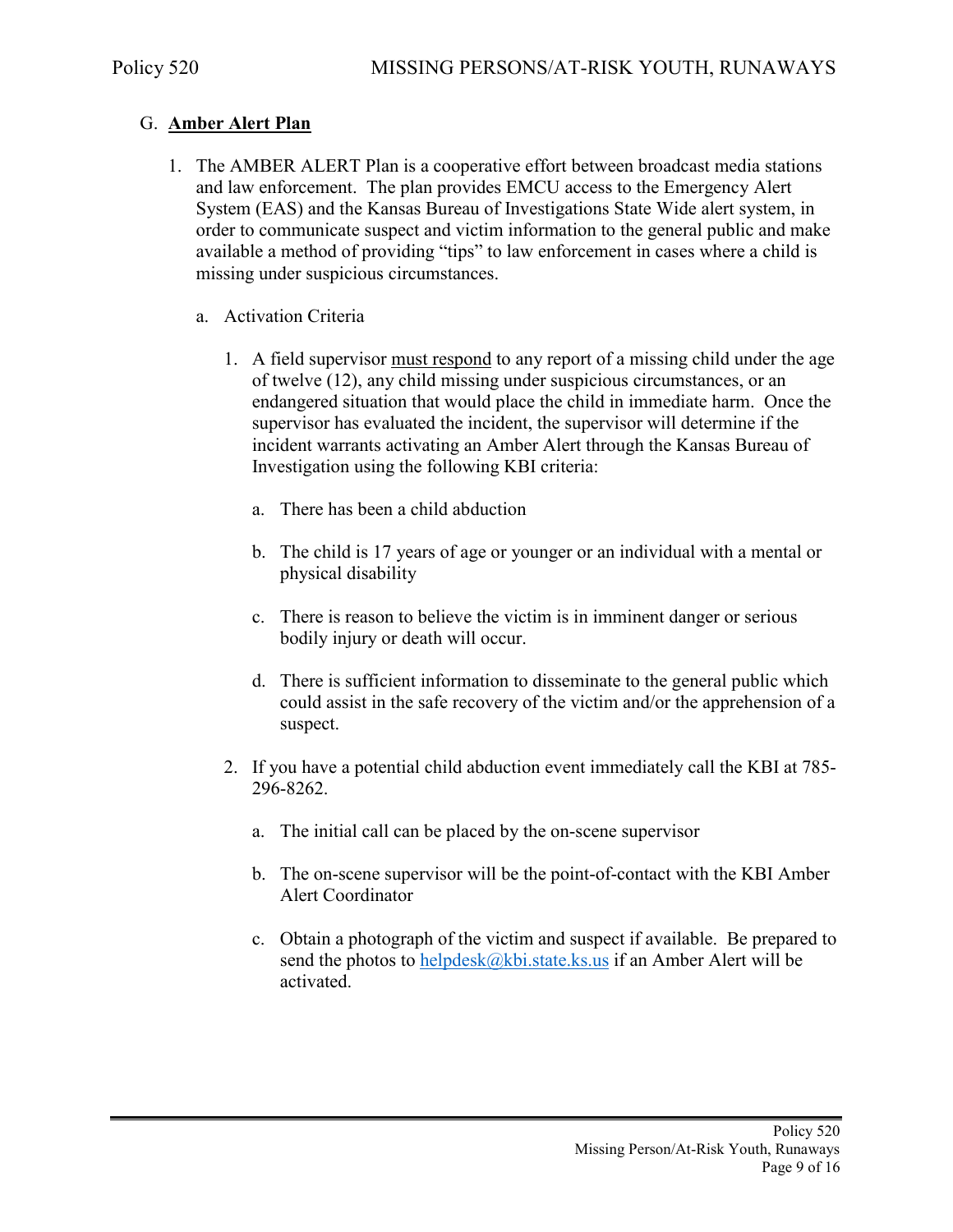G. **Amber Alert Plan**

1. The AMBER ALERT Plan is a cooperative effort between broadcast media stations and law enforcement. The plan provides EMCU access to the Emergency Alert System (EAS) and the Kansas Bureau of Investigations State Wide alert system, in order to communicate suspect and victim information to the general public and make available a method of providing "tips" to law enforcement in cases where a child is missing under suspicious circumstances.

   a. Activation Criteria

      1. A field supervisor <u>must respond</u> to any report of a missing child under the age of twelve (12), any child missing under suspicious circumstances, or an endangered situation that would place the child in immediate harm. Once the supervisor has evaluated the incident, the supervisor will determine if the incident warrants activating an Amber Alert through the Kansas Bureau of Investigation using the following KBI criteria:

         a. There has been a child abduction

         b. The child is 17 years of age or younger or an individual with a mental or physical disability

         c. There is reason to believe the victim is in imminent danger or serious bodily injury or death will occur.

         d. There is sufficient information to disseminate to the general public which could assist in the safe recovery of the victim and/or the apprehension of a suspect.

      2. If you have a potential child abduction event immediately call the KBI at 785-296-8262.

         a. The initial call can be placed by the on-scene supervisor

         b. The on-scene supervisor will be the point-of-contact with the KBI Amber Alert Coordinator

         c. Obtain a photograph of the victim and suspect if available. Be prepared to send the photos to helpdesk@kbi.state.ks.us if an Amber Alert will be activated.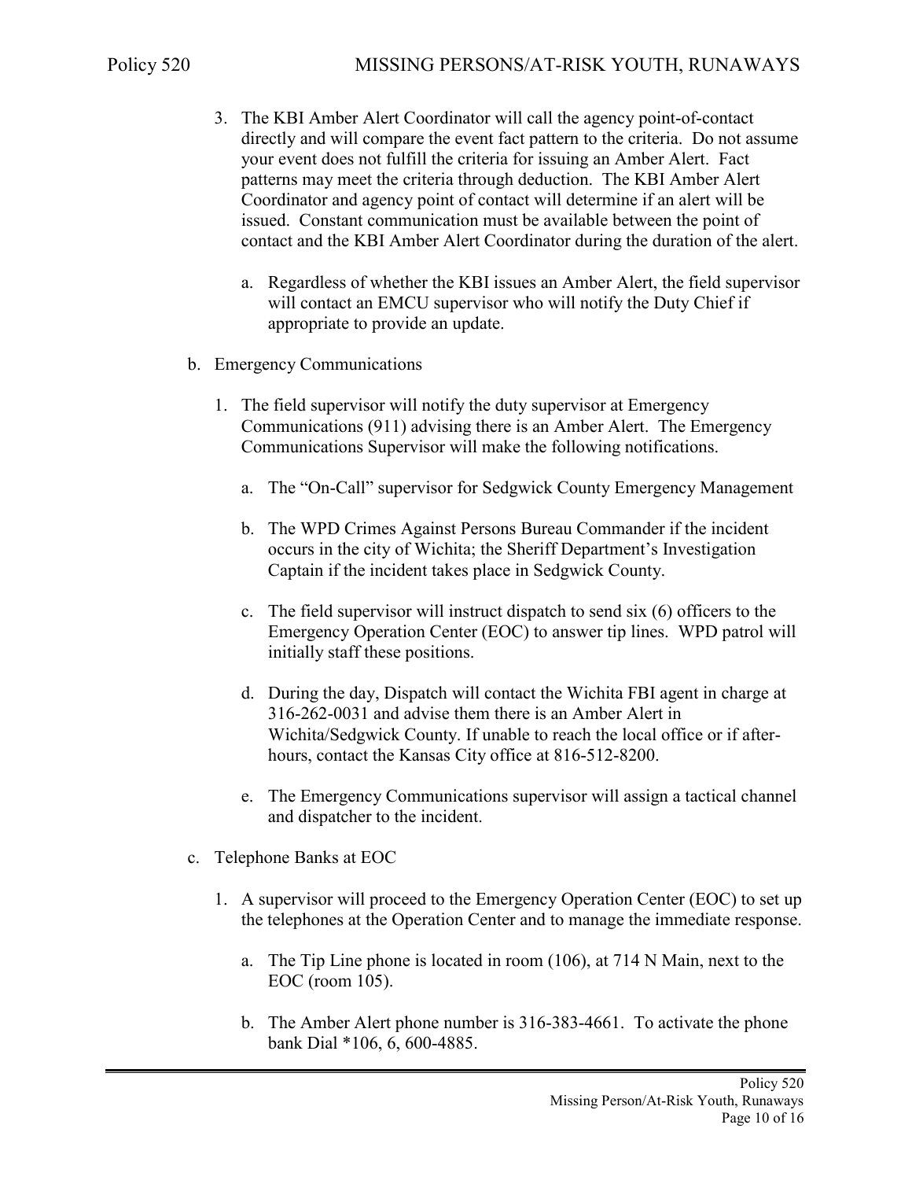3. The KBI Amber Alert Coordinator will call the agency point-of-contact directly and will compare the event fact pattern to the criteria. Do not assume your event does not fulfill the criteria for issuing an Amber Alert. Fact patterns may meet the criteria through deduction. The KBI Amber Alert Coordinator and agency point of contact will determine if an alert will be issued. Constant communication must be available between the point of contact and the KBI Amber Alert Coordinator during the duration of the alert.

   a. Regardless of whether the KBI issues an Amber Alert, the field supervisor will contact an EMCU supervisor who will notify the Duty Chief if appropriate to provide an update.

b. Emergency Communications

   1. The field supervisor will notify the duty supervisor at Emergency Communications (911) advising there is an Amber Alert. The Emergency Communications Supervisor will make the following notifications.

      a. The "On-Call" supervisor for Sedgwick County Emergency Management

      b. The WPD Crimes Against Persons Bureau Commander if the incident occurs in the city of Wichita; the Sheriff Department's Investigation Captain if the incident takes place in Sedgwick County.

      c. The field supervisor will instruct dispatch to send six (6) officers to the Emergency Operation Center (EOC) to answer tip lines. WPD patrol will initially staff these positions.

      d. During the day, Dispatch will contact the Wichita FBI agent in charge at 316-262-0031 and advise them there is an Amber Alert in Wichita/Sedgwick County. If unable to reach the local office or if after-hours, contact the Kansas City office at 816-512-8200.

      e. The Emergency Communications supervisor will assign a tactical channel and dispatcher to the incident.

c. Telephone Banks at EOC

   1. A supervisor will proceed to the Emergency Operation Center (EOC) to set up the telephones at the Operation Center and to manage the immediate response.

      a. The Tip Line phone is located in room (106), at 714 N Main, next to the EOC (room 105).

      b. The Amber Alert phone number is 316-383-4661. To activate the phone bank Dial *106, 6, 600-4885.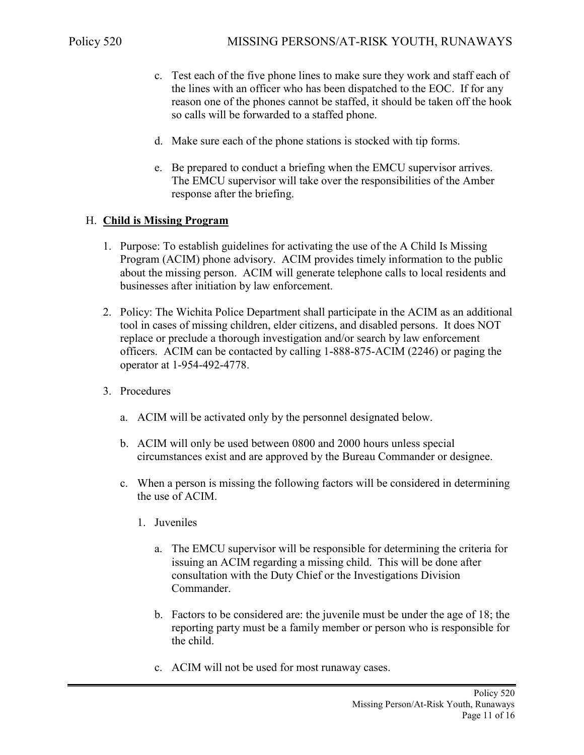c. Test each of the five phone lines to make sure they work and staff each of the lines with an officer who has been dispatched to the EOC. If for any reason one of the phones cannot be staffed, it should be taken off the hook so calls will be forwarded to a staffed phone.

d. Make sure each of the phone stations is stocked with tip forms.

e. Be prepared to conduct a briefing when the EMCU supervisor arrives. The EMCU supervisor will take over the responsibilities of the Amber response after the briefing.

H. **Child is Missing Program**

1. Purpose: To establish guidelines for activating the use of the A Child Is Missing Program (ACIM) phone advisory. ACIM provides timely information to the public about the missing person. ACIM will generate telephone calls to local residents and businesses after initiation by law enforcement.

2. Policy: The Wichita Police Department shall participate in the ACIM as an additional tool in cases of missing children, elder citizens, and disabled persons. It does NOT replace or preclude a thorough investigation and/or search by law enforcement officers. ACIM can be contacted by calling 1-888-875-ACIM (2246) or paging the operator at 1-954-492-4778.

3. Procedures

   a. ACIM will be activated only by the personnel designated below.

   b. ACIM will only be used between 0800 and 2000 hours unless special circumstances exist and are approved by the Bureau Commander or designee.

   c. When a person is missing the following factors will be considered in determining the use of ACIM.

      1. Juveniles

         a. The EMCU supervisor will be responsible for determining the criteria for issuing an ACIM regarding a missing child. This will be done after consultation with the Duty Chief or the Investigations Division Commander.

         b. Factors to be considered are: the juvenile must be under the age of 18; the reporting party must be a family member or person who is responsible for the child.

         c. ACIM will not be used for most runaway cases.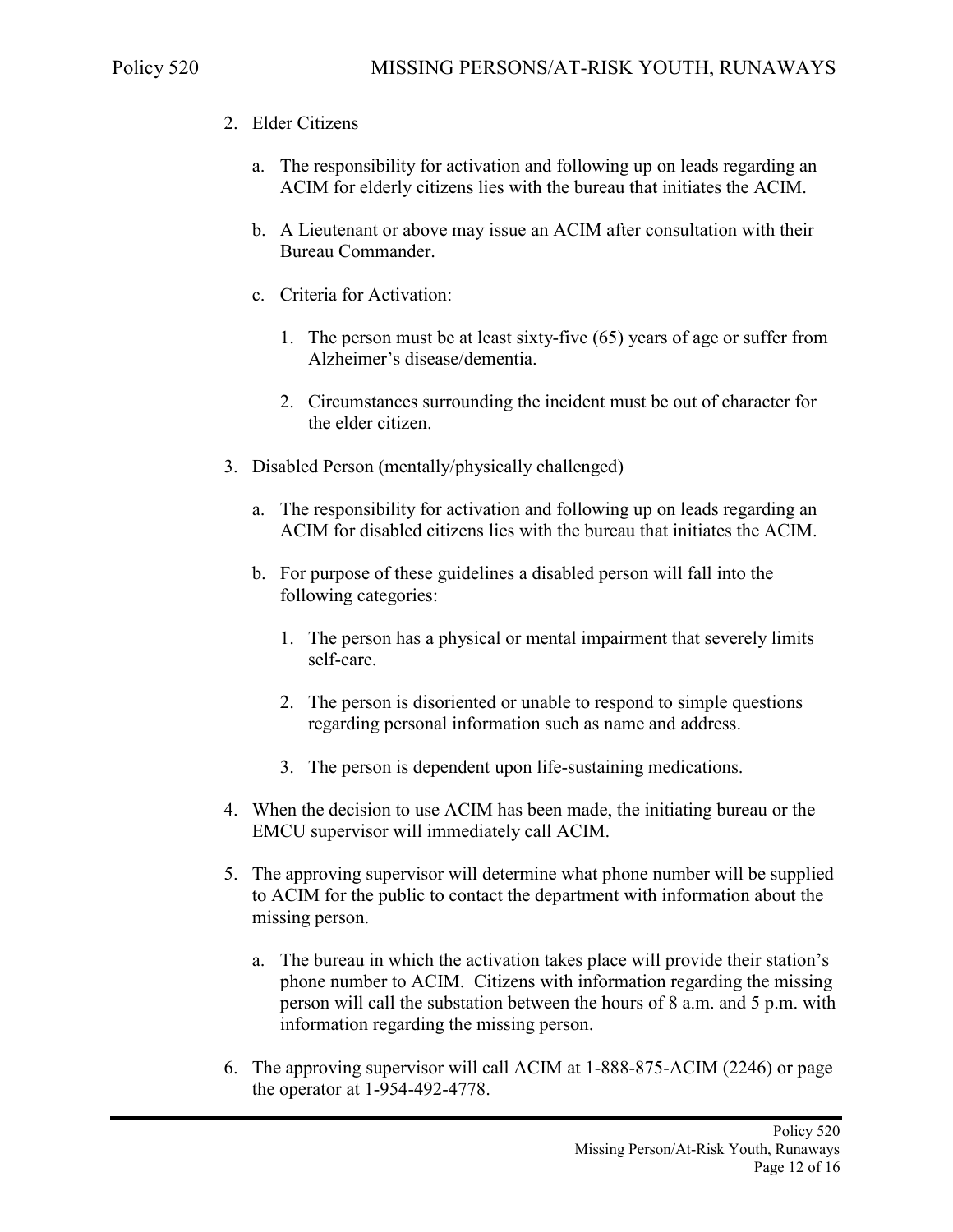2. Elder Citizens

   a. The responsibility for activation and following up on leads regarding an ACIM for elderly citizens lies with the bureau that initiates the ACIM.

   b. A Lieutenant or above may issue an ACIM after consultation with their Bureau Commander.

   c. Criteria for Activation:

      1. The person must be at least sixty-five (65) years of age or suffer from Alzheimer's disease/dementia.

      2. Circumstances surrounding the incident must be out of character for the elder citizen.

3. Disabled Person (mentally/physically challenged)

   a. The responsibility for activation and following up on leads regarding an ACIM for disabled citizens lies with the bureau that initiates the ACIM.

   b. For purpose of these guidelines a disabled person will fall into the following categories:

      1. The person has a physical or mental impairment that severely limits self-care.

      2. The person is disoriented or unable to respond to simple questions regarding personal information such as name and address.

      3. The person is dependent upon life-sustaining medications.

4. When the decision to use ACIM has been made, the initiating bureau or the EMCU supervisor will immediately call ACIM.

5. The approving supervisor will determine what phone number will be supplied to ACIM for the public to contact the department with information about the missing person.

   a. The bureau in which the activation takes place will provide their station's phone number to ACIM. Citizens with information regarding the missing person will call the substation between the hours of 8 a.m. and 5 p.m. with information regarding the missing person.

6. The approving supervisor will call ACIM at 1-888-875-ACIM (2246) or page the operator at 1-954-492-4778.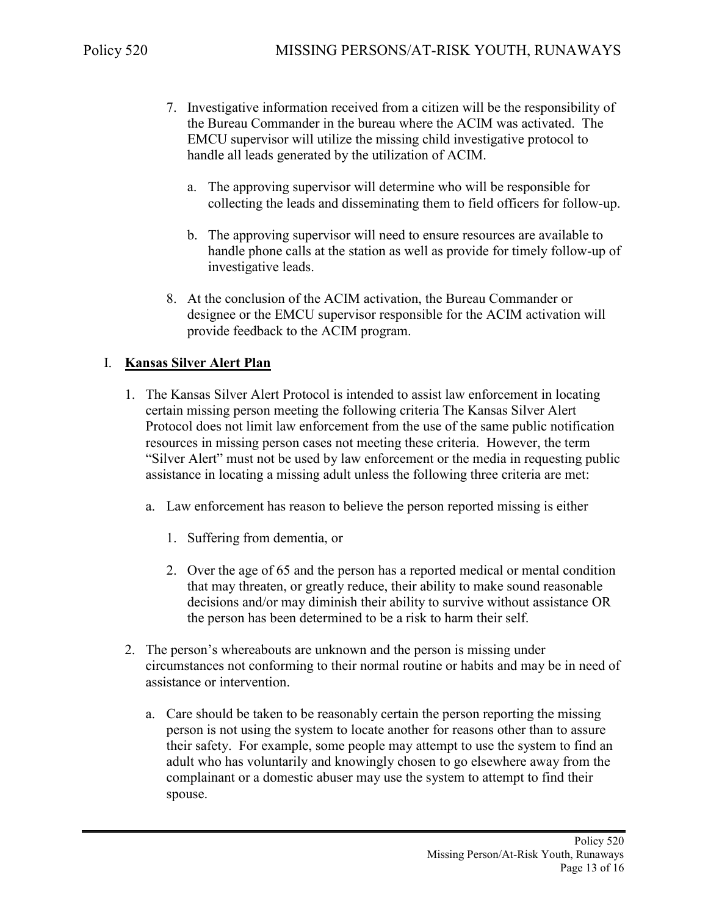7. Investigative information received from a citizen will be the responsibility of the Bureau Commander in the bureau where the ACIM was activated. The EMCU supervisor will utilize the missing child investigative protocol to handle all leads generated by the utilization of ACIM.

   a. The approving supervisor will determine who will be responsible for collecting the leads and disseminating them to field officers for follow-up.

   b. The approving supervisor will need to ensure resources are available to handle phone calls at the station as well as provide for timely follow-up of investigative leads.

8. At the conclusion of the ACIM activation, the Bureau Commander or designee or the EMCU supervisor responsible for the ACIM activation will provide feedback to the ACIM program.

## I. <u>**Kansas Silver Alert Plan**</u>

1. The Kansas Silver Alert Protocol is intended to assist law enforcement in locating certain missing person meeting the following criteria The Kansas Silver Alert Protocol does not limit law enforcement from the use of the same public notification resources in missing person cases not meeting these criteria. However, the term "Silver Alert" must not be used by law enforcement or the media in requesting public assistance in locating a missing adult unless the following three criteria are met:

   a. Law enforcement has reason to believe the person reported missing is either

      1. Suffering from dementia, or

      2. Over the age of 65 and the person has a reported medical or mental condition that may threaten, or greatly reduce, their ability to make sound reasonable decisions and/or may diminish their ability to survive without assistance OR the person has been determined to be a risk to harm their self.

2. The person's whereabouts are unknown and the person is missing under circumstances not conforming to their normal routine or habits and may be in need of assistance or intervention.

   a. Care should be taken to be reasonably certain the person reporting the missing person is not using the system to locate another for reasons other than to assure their safety. For example, some people may attempt to use the system to find an adult who has voluntarily and knowingly chosen to go elsewhere away from the complainant or a domestic abuser may use the system to attempt to find their spouse.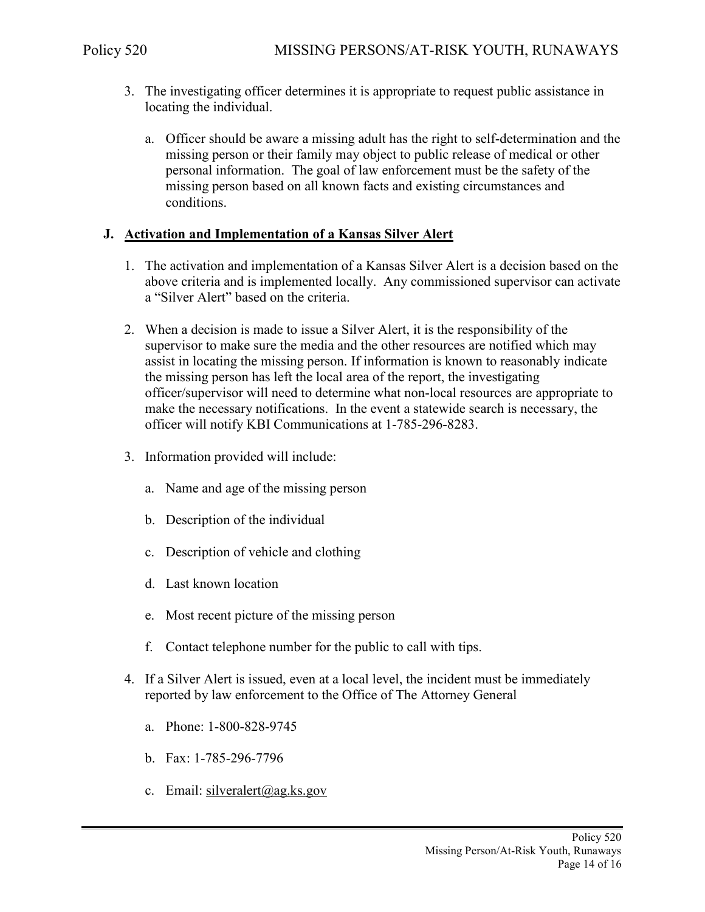3. The investigating officer determines it is appropriate to request public assistance in locating the individual.

   a. Officer should be aware a missing adult has the right to self-determination and the missing person or their family may object to public release of medical or other personal information. The goal of law enforcement must be the safety of the missing person based on all known facts and existing circumstances and conditions.

### J. Activation and Implementation of a Kansas Silver Alert

1. The activation and implementation of a Kansas Silver Alert is a decision based on the above criteria and is implemented locally. Any commissioned supervisor can activate a "Silver Alert" based on the criteria.

2. When a decision is made to issue a Silver Alert, it is the responsibility of the supervisor to make sure the media and the other resources are notified which may assist in locating the missing person. If information is known to reasonably indicate the missing person has left the local area of the report, the investigating officer/supervisor will need to determine what non-local resources are appropriate to make the necessary notifications. In the event a statewide search is necessary, the officer will notify KBI Communications at 1-785-296-8283.

3. Information provided will include:

   a. Name and age of the missing person

   b. Description of the individual

   c. Description of vehicle and clothing

   d. Last known location

   e. Most recent picture of the missing person

   f. Contact telephone number for the public to call with tips.

4. If a Silver Alert is issued, even at a local level, the incident must be immediately reported by law enforcement to the Office of The Attorney General

   a. Phone: 1-800-828-9745

   b. Fax: 1-785-296-7796

   c. Email: silveralert@ag.ks.gov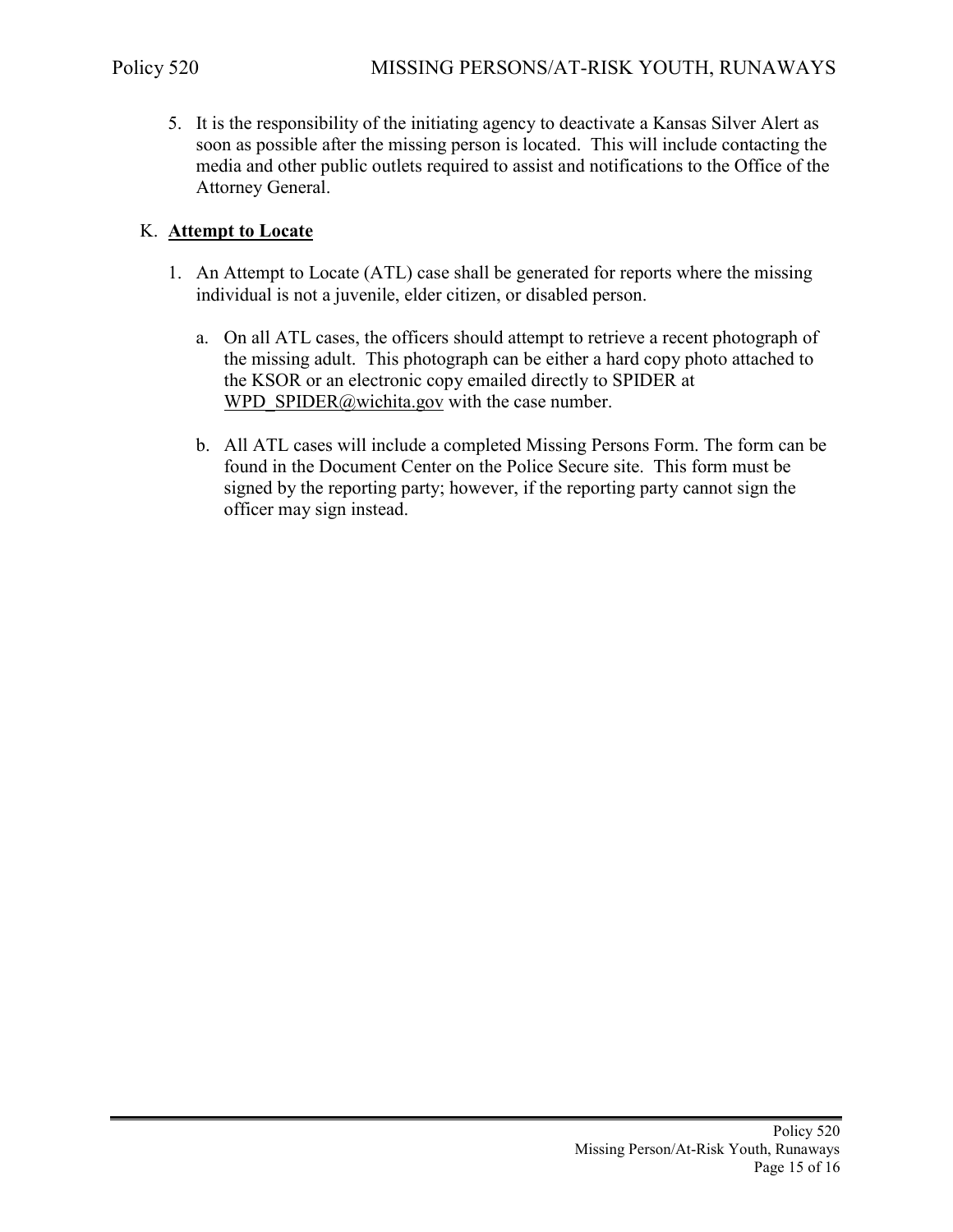5. It is the responsibility of the initiating agency to deactivate a Kansas Silver Alert as soon as possible after the missing person is located. This will include contacting the media and other public outlets required to assist and notifications to the Office of the Attorney General.

K. **Attempt to Locate**

1. An Attempt to Locate (ATL) case shall be generated for reports where the missing individual is not a juvenile, elder citizen, or disabled person.

   a. On all ATL cases, the officers should attempt to retrieve a recent photograph of the missing adult. This photograph can be either a hard copy photo attached to the KSOR or an electronic copy emailed directly to SPIDER at WPD_SPIDER@wichita.gov with the case number.

   b. All ATL cases will include a completed Missing Persons Form. The form can be found in the Document Center on the Police Secure site. This form must be signed by the reporting party; however, if the reporting party cannot sign the officer may sign instead.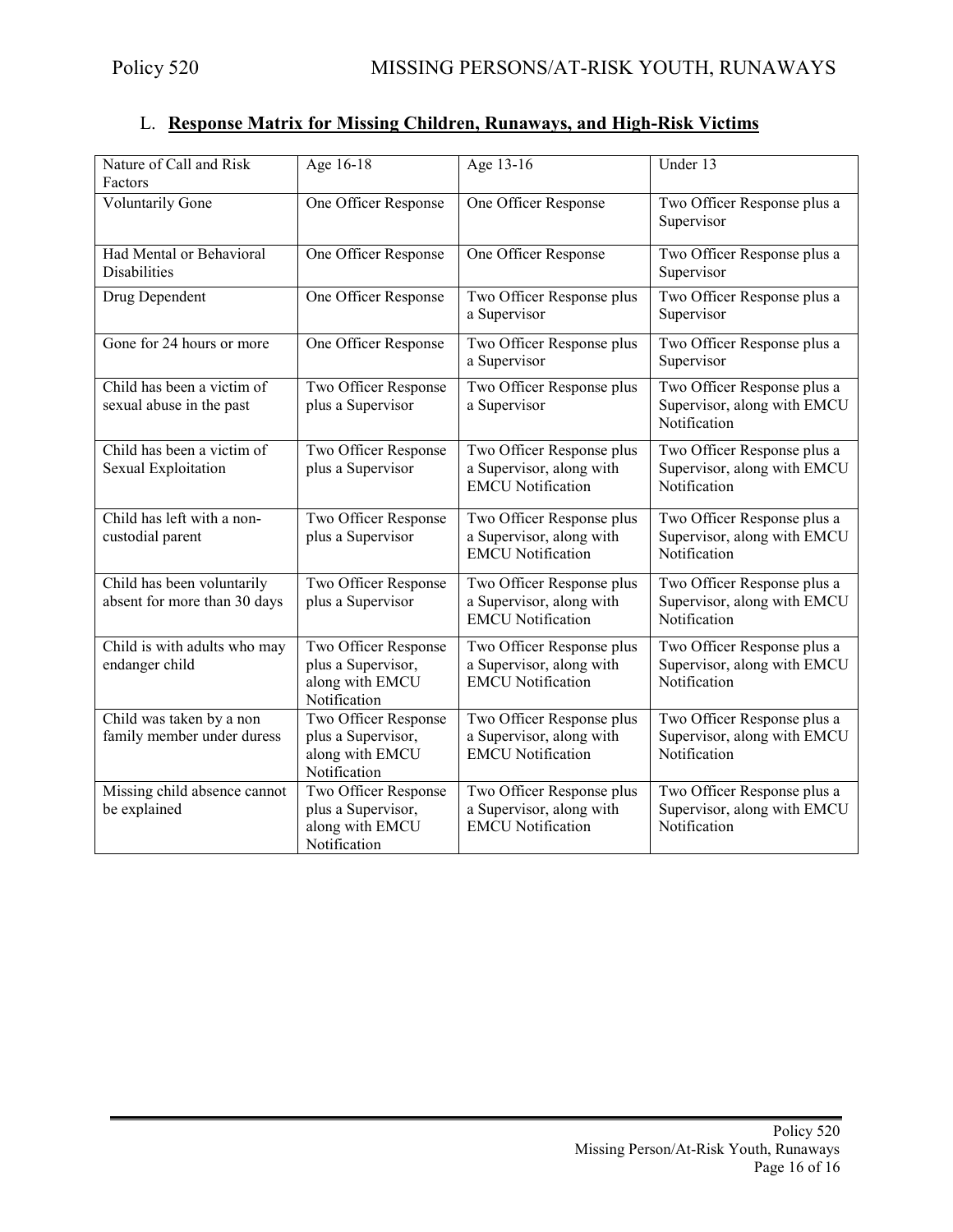## L. **Response Matrix for Missing Children, Runaways, and High-Risk Victims**

| Nature of Call and Risk Factors | Age 16-18 | Age 13-16 | Under 13 |
|---|---|---|---|
| Voluntarily Gone | One Officer Response | One Officer Response | Two Officer Response plus a Supervisor |
| Had Mental or Behavioral Disabilities | One Officer Response | One Officer Response | Two Officer Response plus a Supervisor |
| Drug Dependent | One Officer Response | Two Officer Response plus a Supervisor | Two Officer Response plus a Supervisor |
| Gone for 24 hours or more | One Officer Response | Two Officer Response plus a Supervisor | Two Officer Response plus a Supervisor |
| Child has been a victim of sexual abuse in the past | Two Officer Response plus a Supervisor | Two Officer Response plus a Supervisor | Two Officer Response plus a Supervisor, along with EMCU Notification |
| Child has been a victim of Sexual Exploitation | Two Officer Response plus a Supervisor | Two Officer Response plus a Supervisor, along with EMCU Notification | Two Officer Response plus a Supervisor, along with EMCU Notification |
| Child has left with a non-custodial parent | Two Officer Response plus a Supervisor | Two Officer Response plus a Supervisor, along with EMCU Notification | Two Officer Response plus a Supervisor, along with EMCU Notification |
| Child has been voluntarily absent for more than 30 days | Two Officer Response plus a Supervisor | Two Officer Response plus a Supervisor, along with EMCU Notification | Two Officer Response plus a Supervisor, along with EMCU Notification |
| Child is with adults who may endanger child | Two Officer Response plus a Supervisor, along with EMCU Notification | Two Officer Response plus a Supervisor, along with EMCU Notification | Two Officer Response plus a Supervisor, along with EMCU Notification |
| Child was taken by a non family member under duress | Two Officer Response plus a Supervisor, along with EMCU Notification | Two Officer Response plus a Supervisor, along with EMCU Notification | Two Officer Response plus a Supervisor, along with EMCU Notification |
| Missing child absence cannot be explained | Two Officer Response plus a Supervisor, along with EMCU Notification | Two Officer Response plus a Supervisor, along with EMCU Notification | Two Officer Response plus a Supervisor, along with EMCU Notification |